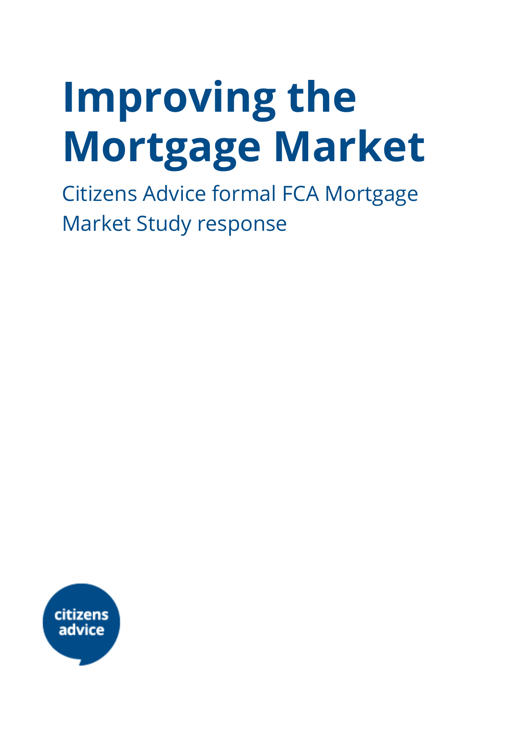# Improving the Mortgage Market

Citizens Advice formal FCA Mortgage Market Study response

citizens advice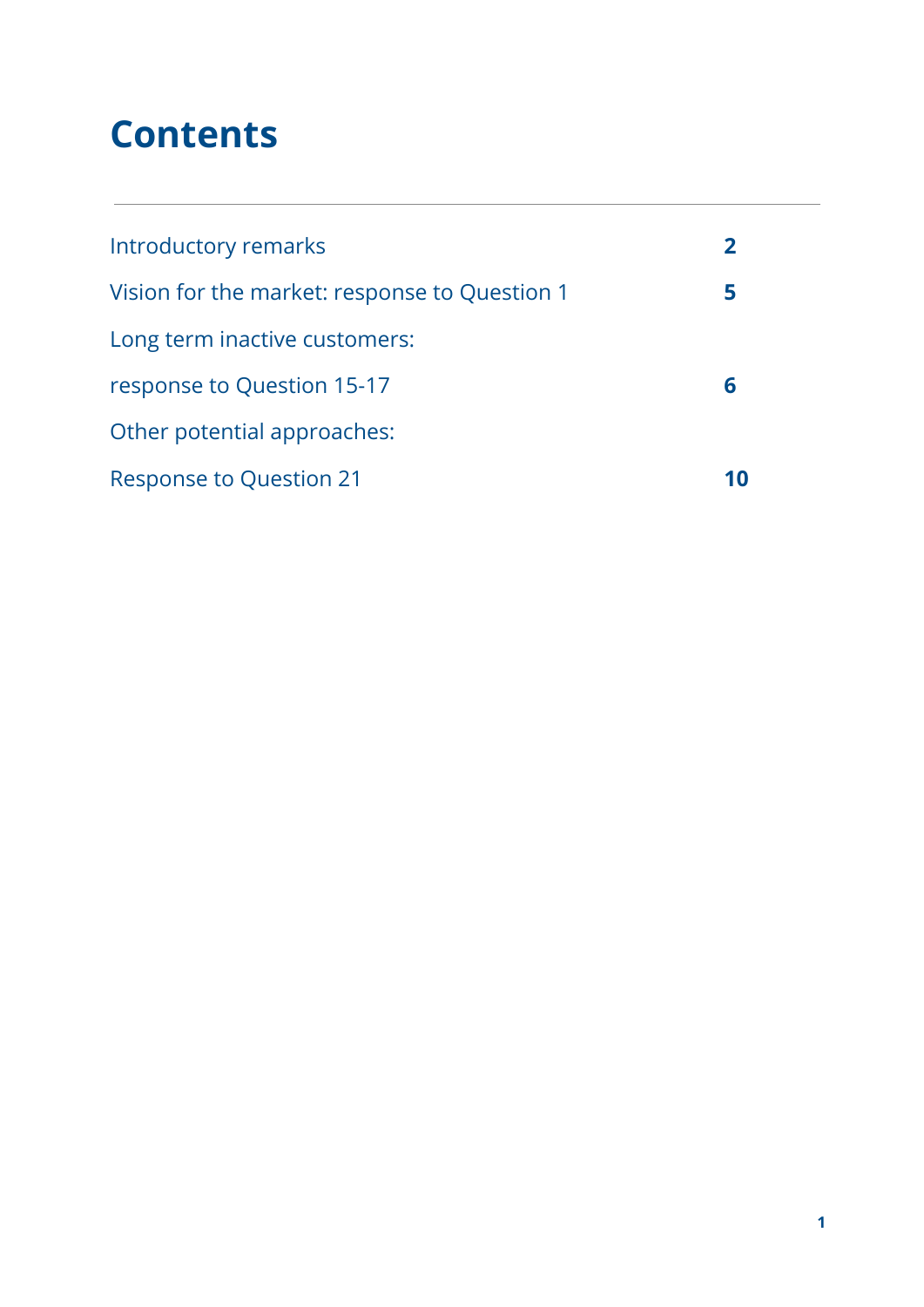# Contents

| | |
|---|---|
| Introductory remarks | **2** |
| Vision for the market: response to Question 1 | **5** |
| Long term inactive customers: response to Question 15-17 | **6** |
| Other potential approaches: Response to Question 21 | **10** |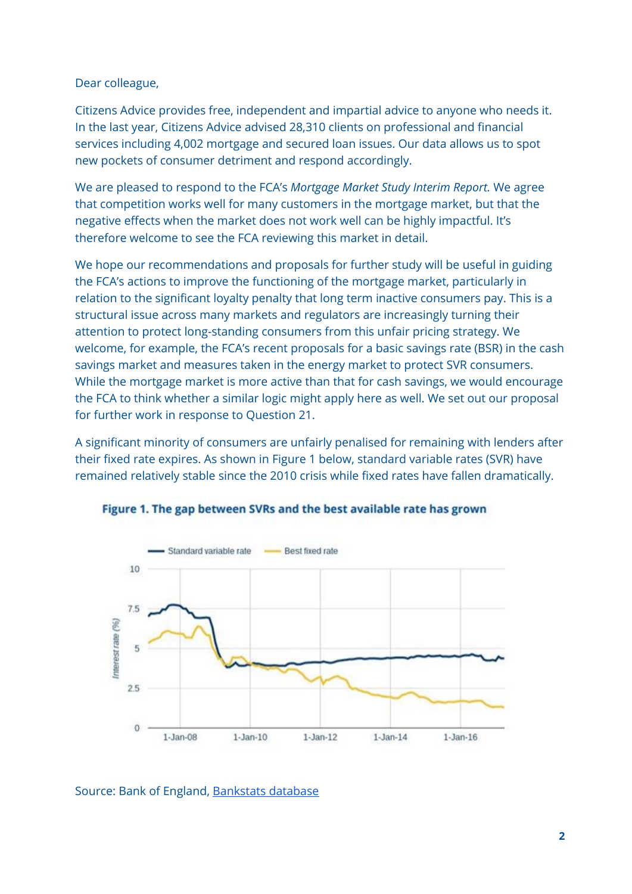Dear colleague,

Citizens Advice provides free, independent and impartial advice to anyone who needs it. In the last year, Citizens Advice advised 28,310 clients on professional and financial services including 4,002 mortgage and secured loan issues. Our data allows us to spot new pockets of consumer detriment and respond accordingly.

We are pleased to respond to the FCA's *Mortgage Market Study Interim Report.* We agree that competition works well for many customers in the mortgage market, but that the negative effects when the market does not work well can be highly impactful. It's therefore welcome to see the FCA reviewing this market in detail.

We hope our recommendations and proposals for further study will be useful in guiding the FCA's actions to improve the functioning of the mortgage market, particularly in relation to the significant loyalty penalty that long term inactive consumers pay. This is a structural issue across many markets and regulators are increasingly turning their attention to protect long-standing consumers from this unfair pricing strategy. We welcome, for example, the FCA's recent proposals for a basic savings rate (BSR) in the cash savings market and measures taken in the energy market to protect SVR consumers. While the mortgage market is more active than that for cash savings, we would encourage the FCA to think whether a similar logic might apply here as well. We set out our proposal for further work in response to Question 21.

A significant minority of consumers are unfairly penalised for remaining with lenders after their fixed rate expires. As shown in Figure 1 below, standard variable rates (SVR) have remained relatively stable since the 2010 crisis while fixed rates have fallen dramatically.

**Figure 1. The gap between SVRs and the best available rate has grown**

Source: Bank of England, Bankstats database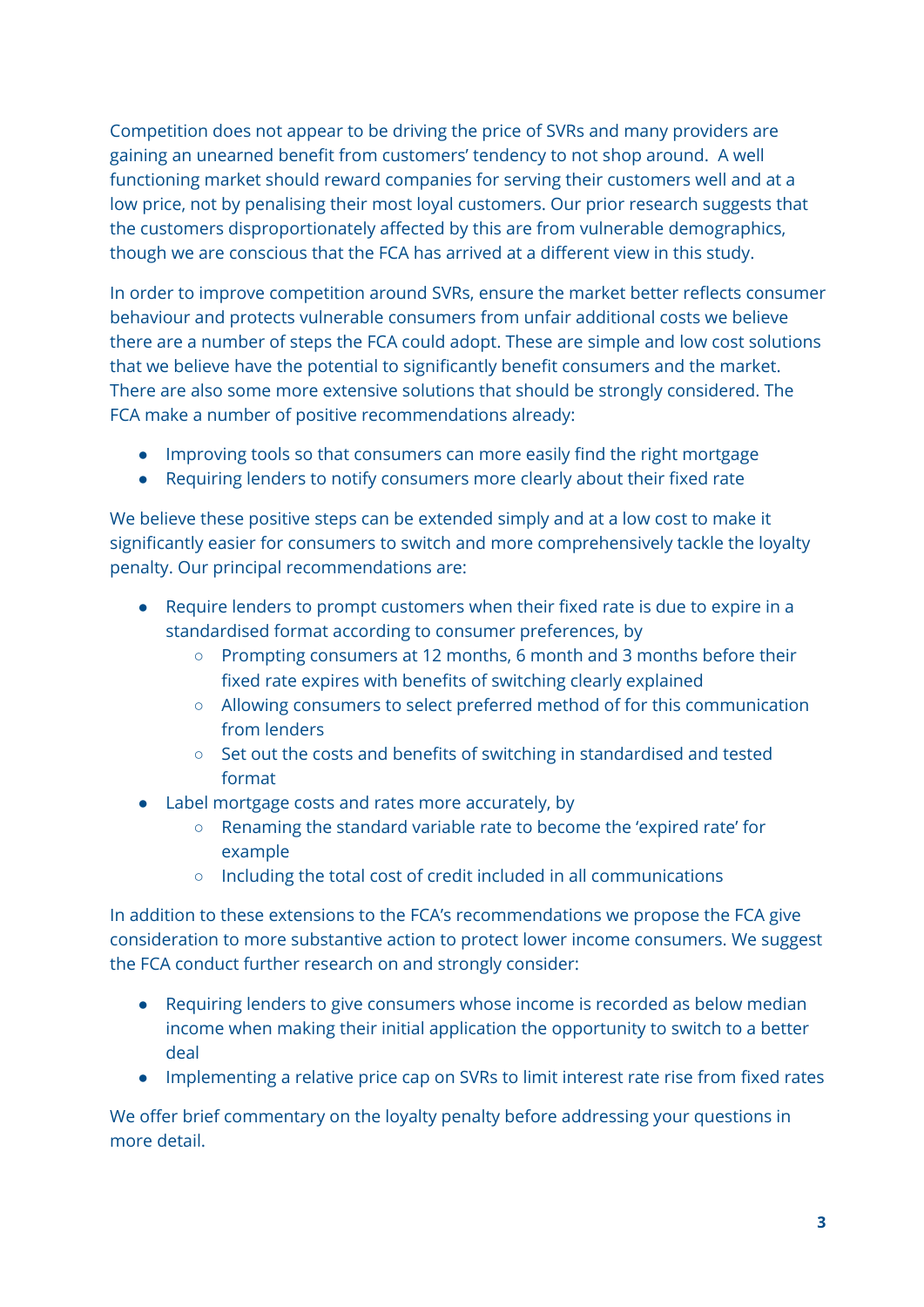Competition does not appear to be driving the price of SVRs and many providers are gaining an unearned benefit from customers' tendency to not shop around.  A well functioning market should reward companies for serving their customers well and at a low price, not by penalising their most loyal customers. Our prior research suggests that the customers disproportionately affected by this are from vulnerable demographics, though we are conscious that the FCA has arrived at a different view in this study.

In order to improve competition around SVRs, ensure the market better reflects consumer behaviour and protects vulnerable consumers from unfair additional costs we believe there are a number of steps the FCA could adopt. These are simple and low cost solutions that we believe have the potential to significantly benefit consumers and the market. There are also some more extensive solutions that should be strongly considered. The FCA make a number of positive recommendations already:

- Improving tools so that consumers can more easily find the right mortgage
- Requiring lenders to notify consumers more clearly about their fixed rate

We believe these positive steps can be extended simply and at a low cost to make it significantly easier for consumers to switch and more comprehensively tackle the loyalty penalty. Our principal recommendations are:

- Require lenders to prompt customers when their fixed rate is due to expire in a standardised format according to consumer preferences, by
    - Prompting consumers at 12 months, 6 month and 3 months before their fixed rate expires with benefits of switching clearly explained
    - Allowing consumers to select preferred method of for this communication from lenders
    - Set out the costs and benefits of switching in standardised and tested format
- Label mortgage costs and rates more accurately, by
    - Renaming the standard variable rate to become the 'expired rate' for example
    - Including the total cost of credit included in all communications

In addition to these extensions to the FCA's recommendations we propose the FCA give consideration to more substantive action to protect lower income consumers. We suggest the FCA conduct further research on and strongly consider:

- Requiring lenders to give consumers whose income is recorded as below median income when making their initial application the opportunity to switch to a better deal
- Implementing a relative price cap on SVRs to limit interest rate rise from fixed rates

We offer brief commentary on the loyalty penalty before addressing your questions in more detail.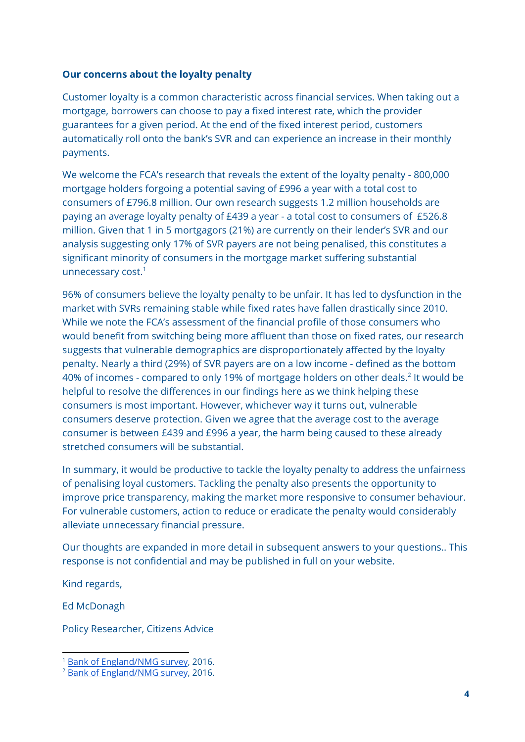**Our concerns about the loyalty penalty**

Customer loyalty is a common characteristic across financial services. When taking out a mortgage, borrowers can choose to pay a fixed interest rate, which the provider guarantees for a given period. At the end of the fixed interest period, customers automatically roll onto the bank's SVR and can experience an increase in their monthly payments.

We welcome the FCA's research that reveals the extent of the loyalty penalty - 800,000 mortgage holders forgoing a potential saving of £996 a year with a total cost to consumers of £796.8 million. Our own research suggests 1.2 million households are paying an average loyalty penalty of £439 a year - a total cost to consumers of £526.8 million. Given that 1 in 5 mortgagors (21%) are currently on their lender's SVR and our analysis suggesting only 17% of SVR payers are not being penalised, this constitutes a significant minority of consumers in the mortgage market suffering substantial unnecessary cost.[1]

96% of consumers believe the loyalty penalty to be unfair. It has led to dysfunction in the market with SVRs remaining stable while fixed rates have fallen drastically since 2010. While we note the FCA's assessment of the financial profile of those consumers who would benefit from switching being more affluent than those on fixed rates, our research suggests that vulnerable demographics are disproportionately affected by the loyalty penalty. Nearly a third (29%) of SVR payers are on a low income - defined as the bottom 40% of incomes - compared to only 19% of mortgage holders on other deals.[2] It would be helpful to resolve the differences in our findings here as we think helping these consumers is most important. However, whichever way it turns out, vulnerable consumers deserve protection. Given we agree that the average cost to the average consumer is between £439 and £996 a year, the harm being caused to these already stretched consumers will be substantial.

In summary, it would be productive to tackle the loyalty penalty to address the unfairness of penalising loyal customers. Tackling the penalty also presents the opportunity to improve price transparency, making the market more responsive to consumer behaviour. For vulnerable customers, action to reduce or eradicate the penalty would considerably alleviate unnecessary financial pressure.

Our thoughts are expanded in more detail in subsequent answers to your questions.. This response is not confidential and may be published in full on your website.

Kind regards,

Ed McDonagh

Policy Researcher, Citizens Advice

---

[1] Bank of England/NMG survey, 2016.

[2] Bank of England/NMG survey, 2016.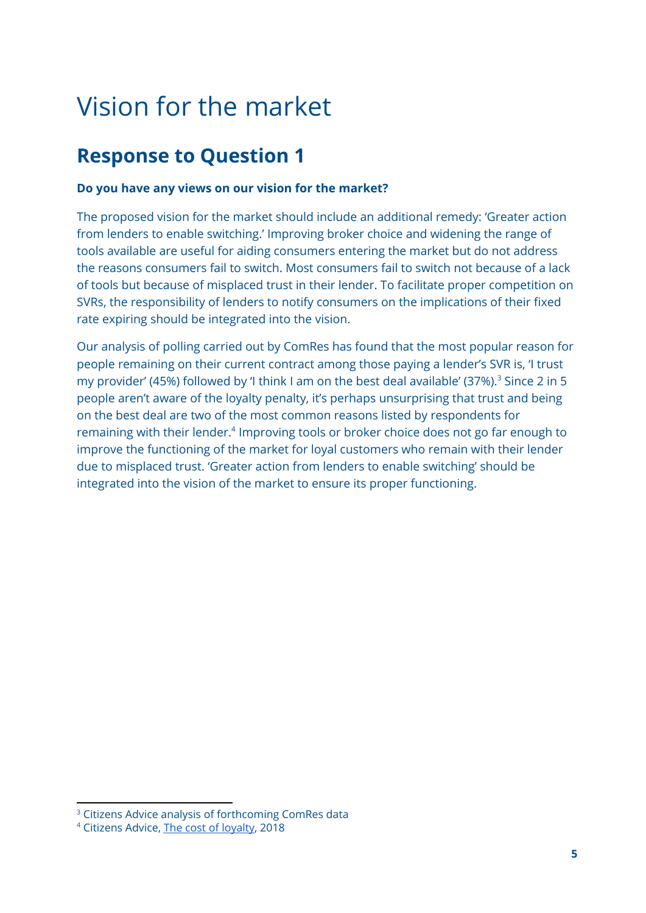# Vision for the market

## Response to Question 1

**Do you have any views on our vision for the market?**

The proposed vision for the market should include an additional remedy: 'Greater action from lenders to enable switching.' Improving broker choice and widening the range of tools available are useful for aiding consumers entering the market but do not address the reasons consumers fail to switch. Most consumers fail to switch not because of a lack of tools but because of misplaced trust in their lender. To facilitate proper competition on SVRs, the responsibility of lenders to notify consumers on the implications of their fixed rate expiring should be integrated into the vision.

Our analysis of polling carried out by ComRes has found that the most popular reason for people remaining on their current contract among those paying a lender's SVR is, 'I trust my provider' (45%) followed by 'I think I am on the best deal available' (37%).[3] Since 2 in 5 people aren't aware of the loyalty penalty, it's perhaps unsurprising that trust and being on the best deal are two of the most common reasons listed by respondents for remaining with their lender.[4] Improving tools or broker choice does not go far enough to improve the functioning of the market for loyal customers who remain with their lender due to misplaced trust. 'Greater action from lenders to enable switching' should be integrated into the vision of the market to ensure its proper functioning.

---

[3] Citizens Advice analysis of forthcoming ComRes data

[4] Citizens Advice, The cost of loyalty, 2018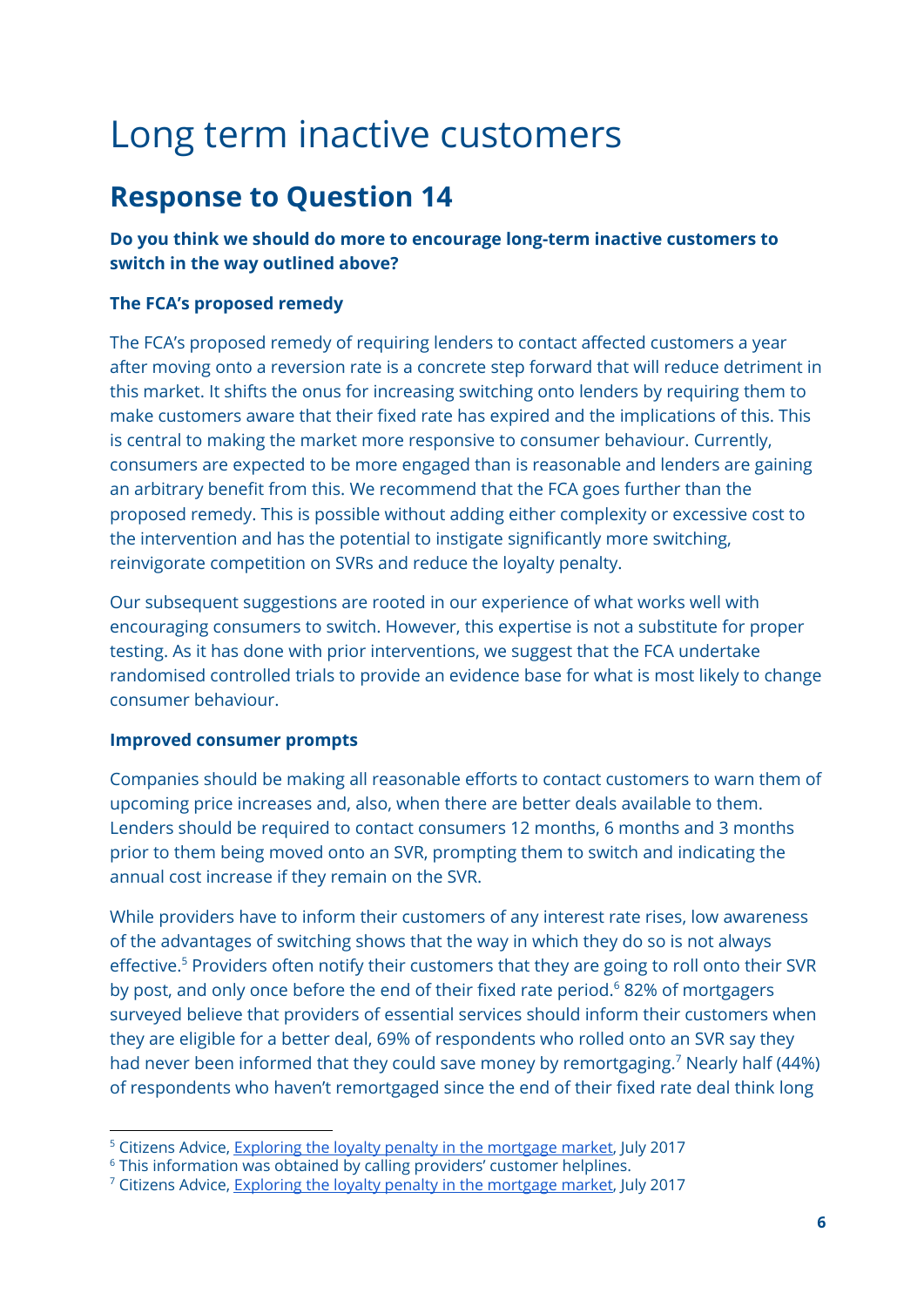# Long term inactive customers

## Response to Question 14

**Do you think we should do more to encourage long-term inactive customers to switch in the way outlined above?**

**The FCA's proposed remedy**

The FCA's proposed remedy of requiring lenders to contact affected customers a year after moving onto a reversion rate is a concrete step forward that will reduce detriment in this market. It shifts the onus for increasing switching onto lenders by requiring them to make customers aware that their fixed rate has expired and the implications of this. This is central to making the market more responsive to consumer behaviour. Currently, consumers are expected to be more engaged than is reasonable and lenders are gaining an arbitrary benefit from this. We recommend that the FCA goes further than the proposed remedy. This is possible without adding either complexity or excessive cost to the intervention and has the potential to instigate significantly more switching, reinvigorate competition on SVRs and reduce the loyalty penalty.

Our subsequent suggestions are rooted in our experience of what works well with encouraging consumers to switch. However, this expertise is not a substitute for proper testing. As it has done with prior interventions, we suggest that the FCA undertake randomised controlled trials to provide an evidence base for what is most likely to change consumer behaviour.

**Improved consumer prompts**

Companies should be making all reasonable efforts to contact customers to warn them of upcoming price increases and, also, when there are better deals available to them. Lenders should be required to contact consumers 12 months, 6 months and 3 months prior to them being moved onto an SVR, prompting them to switch and indicating the annual cost increase if they remain on the SVR.

While providers have to inform their customers of any interest rate rises, low awareness of the advantages of switching shows that the way in which they do so is not always effective.[5] Providers often notify their customers that they are going to roll onto their SVR by post, and only once before the end of their fixed rate period.[6] 82% of mortgagers surveyed believe that providers of essential services should inform their customers when they are eligible for a better deal, 69% of respondents who rolled onto an SVR say they had never been informed that they could save money by remortgaging.[7] Nearly half (44%) of respondents who haven't remortgaged since the end of their fixed rate deal think long

---

[5] Citizens Advice, Exploring the loyalty penalty in the mortgage market, July 2017

[6] This information was obtained by calling providers' customer helplines.

[7] Citizens Advice, Exploring the loyalty penalty in the mortgage market, July 2017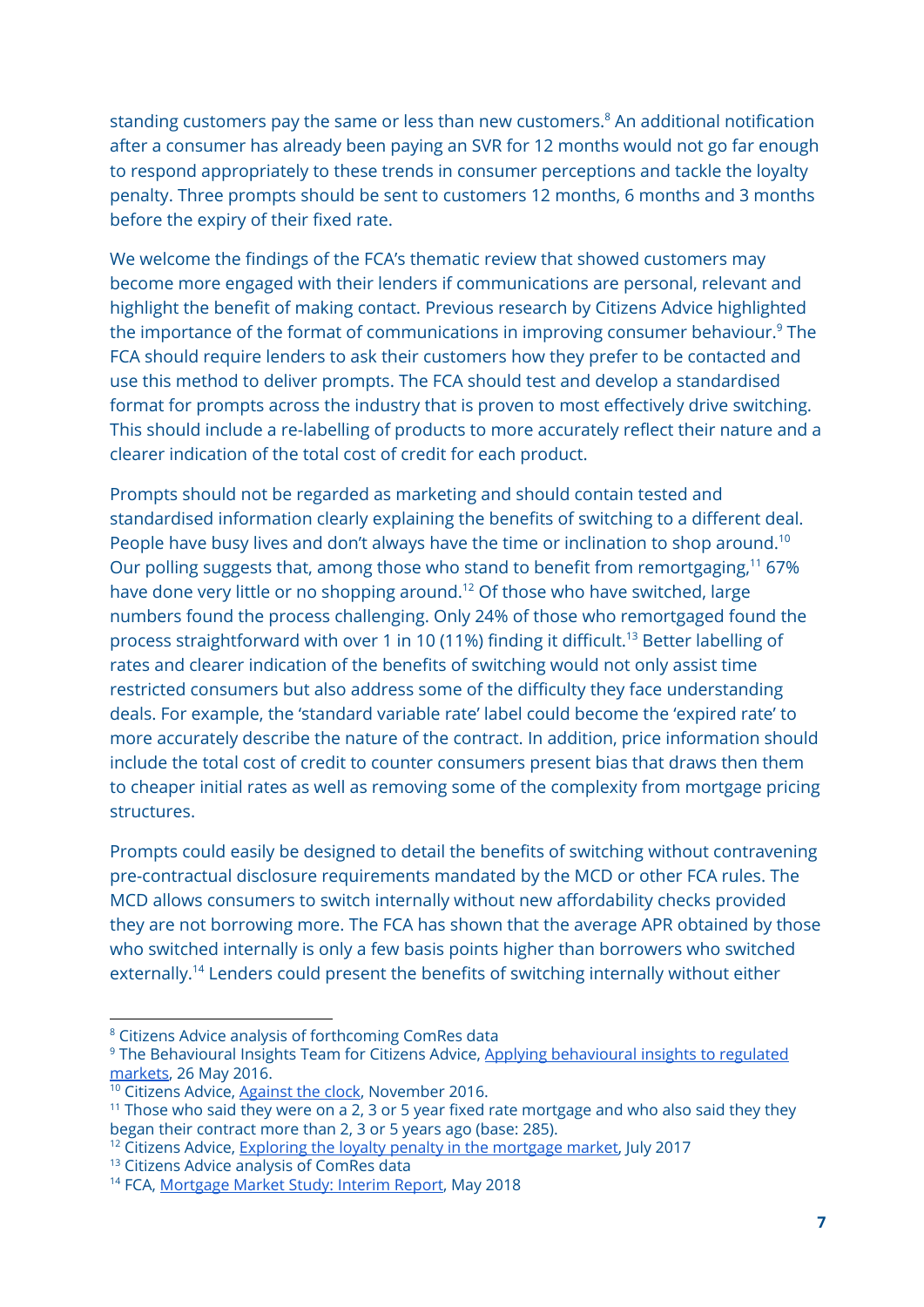standing customers pay the same or less than new customers.[8] An additional notification after a consumer has already been paying an SVR for 12 months would not go far enough to respond appropriately to these trends in consumer perceptions and tackle the loyalty penalty. Three prompts should be sent to customers 12 months, 6 months and 3 months before the expiry of their fixed rate.

We welcome the findings of the FCA's thematic review that showed customers may become more engaged with their lenders if communications are personal, relevant and highlight the benefit of making contact. Previous research by Citizens Advice highlighted the importance of the format of communications in improving consumer behaviour.[9] The FCA should require lenders to ask their customers how they prefer to be contacted and use this method to deliver prompts. The FCA should test and develop a standardised format for prompts across the industry that is proven to most effectively drive switching. This should include a re-labelling of products to more accurately reflect their nature and a clearer indication of the total cost of credit for each product.

Prompts should not be regarded as marketing and should contain tested and standardised information clearly explaining the benefits of switching to a different deal. People have busy lives and don't always have the time or inclination to shop around.[10] Our polling suggests that, among those who stand to benefit from remortgaging,[11] 67% have done very little or no shopping around.[12] Of those who have switched, large numbers found the process challenging. Only 24% of those who remortgaged found the process straightforward with over 1 in 10 (11%) finding it difficult.[13] Better labelling of rates and clearer indication of the benefits of switching would not only assist time restricted consumers but also address some of the difficulty they face understanding deals. For example, the 'standard variable rate' label could become the 'expired rate' to more accurately describe the nature of the contract. In addition, price information should include the total cost of credit to counter consumers present bias that draws then them to cheaper initial rates as well as removing some of the complexity from mortgage pricing structures.

Prompts could easily be designed to detail the benefits of switching without contravening pre-contractual disclosure requirements mandated by the MCD or other FCA rules. The MCD allows consumers to switch internally without new affordability checks provided they are not borrowing more. The FCA has shown that the average APR obtained by those who switched internally is only a few basis points higher than borrowers who switched externally.[14] Lenders could present the benefits of switching internally without either

---

[8] Citizens Advice analysis of forthcoming ComRes data

[9] The Behavioural Insights Team for Citizens Advice, [Applying behavioural insights to regulated markets](), 26 May 2016.

[10] Citizens Advice, [Against the clock](), November 2016.

[11] Those who said they were on a 2, 3 or 5 year fixed rate mortgage and who also said they they began their contract more than 2, 3 or 5 years ago (base: 285).

[12] Citizens Advice, [Exploring the loyalty penalty in the mortgage market](), July 2017

[13] Citizens Advice analysis of ComRes data

[14] FCA, [Mortgage Market Study: Interim Report](), May 2018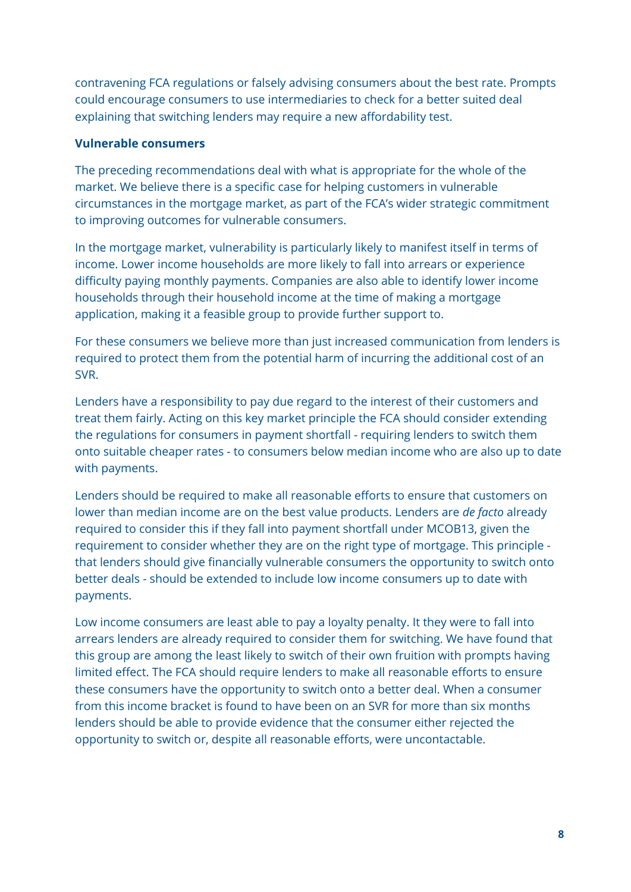contravening FCA regulations or falsely advising consumers about the best rate. Prompts could encourage consumers to use intermediaries to check for a better suited deal explaining that switching lenders may require a new affordability test.

**Vulnerable consumers**

The preceding recommendations deal with what is appropriate for the whole of the market. We believe there is a specific case for helping customers in vulnerable circumstances in the mortgage market, as part of the FCA's wider strategic commitment to improving outcomes for vulnerable consumers.

In the mortgage market, vulnerability is particularly likely to manifest itself in terms of income. Lower income households are more likely to fall into arrears or experience difficulty paying monthly payments. Companies are also able to identify lower income households through their household income at the time of making a mortgage application, making it a feasible group to provide further support to.

For these consumers we believe more than just increased communication from lenders is required to protect them from the potential harm of incurring the additional cost of an SVR.

Lenders have a responsibility to pay due regard to the interest of their customers and treat them fairly. Acting on this key market principle the FCA should consider extending the regulations for consumers in payment shortfall - requiring lenders to switch them onto suitable cheaper rates - to consumers below median income who are also up to date with payments.

Lenders should be required to make all reasonable efforts to ensure that customers on lower than median income are on the best value products. Lenders are *de facto* already required to consider this if they fall into payment shortfall under MCOB13, given the requirement to consider whether they are on the right type of mortgage. This principle - that lenders should give financially vulnerable consumers the opportunity to switch onto better deals - should be extended to include low income consumers up to date with payments.

Low income consumers are least able to pay a loyalty penalty. It they were to fall into arrears lenders are already required to consider them for switching. We have found that this group are among the least likely to switch of their own fruition with prompts having limited effect. The FCA should require lenders to make all reasonable efforts to ensure these consumers have the opportunity to switch onto a better deal. When a consumer from this income bracket is found to have been on an SVR for more than six months lenders should be able to provide evidence that the consumer either rejected the opportunity to switch or, despite all reasonable efforts, were uncontactable.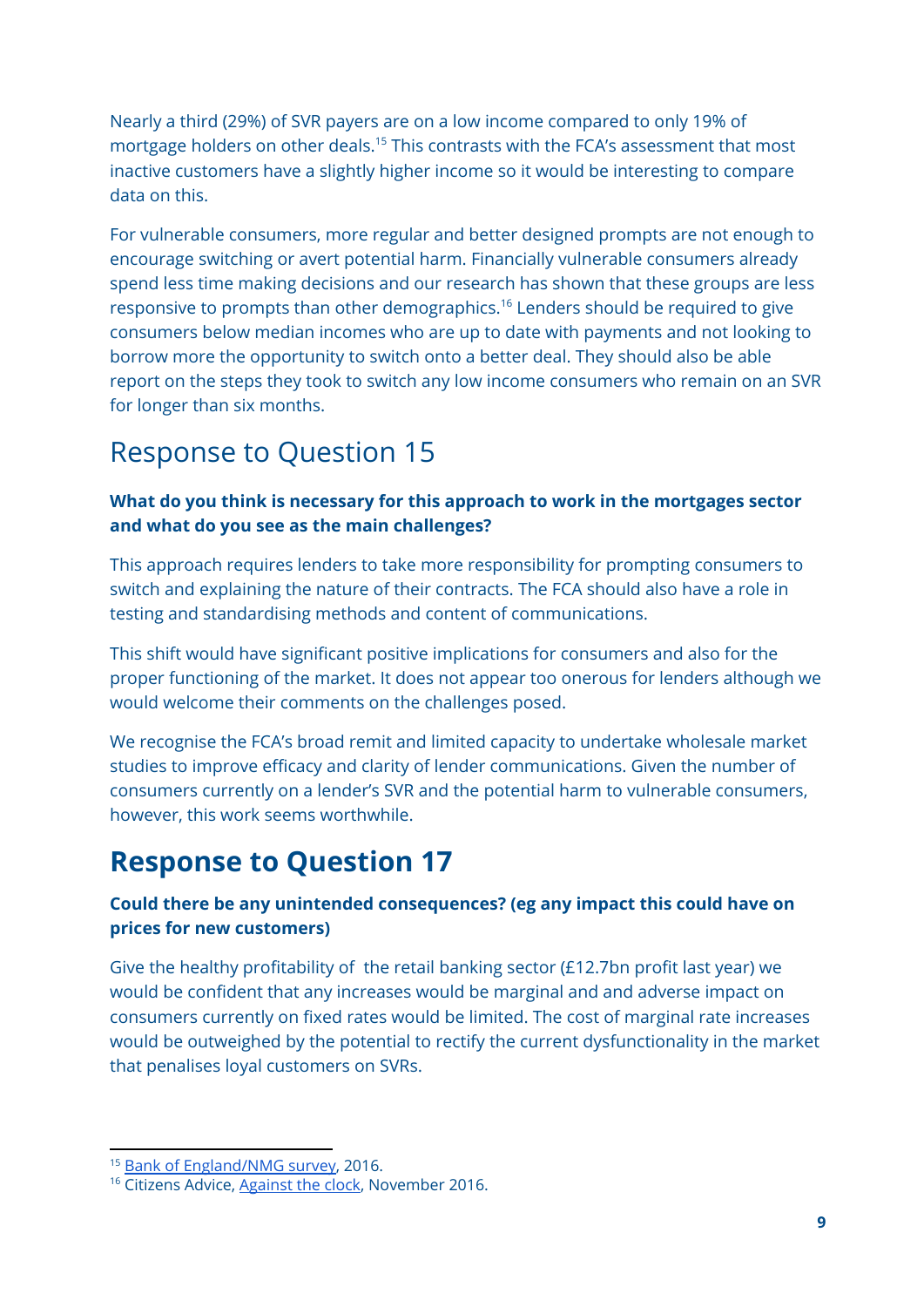Nearly a third (29%) of SVR payers are on a low income compared to only 19% of mortgage holders on other deals.[15] This contrasts with the FCA's assessment that most inactive customers have a slightly higher income so it would be interesting to compare data on this.

For vulnerable consumers, more regular and better designed prompts are not enough to encourage switching or avert potential harm. Financially vulnerable consumers already spend less time making decisions and our research has shown that these groups are less responsive to prompts than other demographics.[16] Lenders should be required to give consumers below median incomes who are up to date with payments and not looking to borrow more the opportunity to switch onto a better deal. They should also be able report on the steps they took to switch any low income consumers who remain on an SVR for longer than six months.

## Response to Question 15

**What do you think is necessary for this approach to work in the mortgages sector and what do you see as the main challenges?**

This approach requires lenders to take more responsibility for prompting consumers to switch and explaining the nature of their contracts. The FCA should also have a role in testing and standardising methods and content of communications.

This shift would have significant positive implications for consumers and also for the proper functioning of the market. It does not appear too onerous for lenders although we would welcome their comments on the challenges posed.

We recognise the FCA's broad remit and limited capacity to undertake wholesale market studies to improve efficacy and clarity of lender communications. Given the number of consumers currently on a lender's SVR and the potential harm to vulnerable consumers, however, this work seems worthwhile.

## **Response to Question 17**

**Could there be any unintended consequences? (eg any impact this could have on prices for new customers)**

Give the healthy profitability of the retail banking sector (£12.7bn profit last year) we would be confident that any increases would be marginal and and adverse impact on consumers currently on fixed rates would be limited. The cost of marginal rate increases would be outweighed by the potential to rectify the current dysfunctionality in the market that penalises loyal customers on SVRs.

---

[15] Bank of England/NMG survey, 2016.

[16] Citizens Advice, Against the clock, November 2016.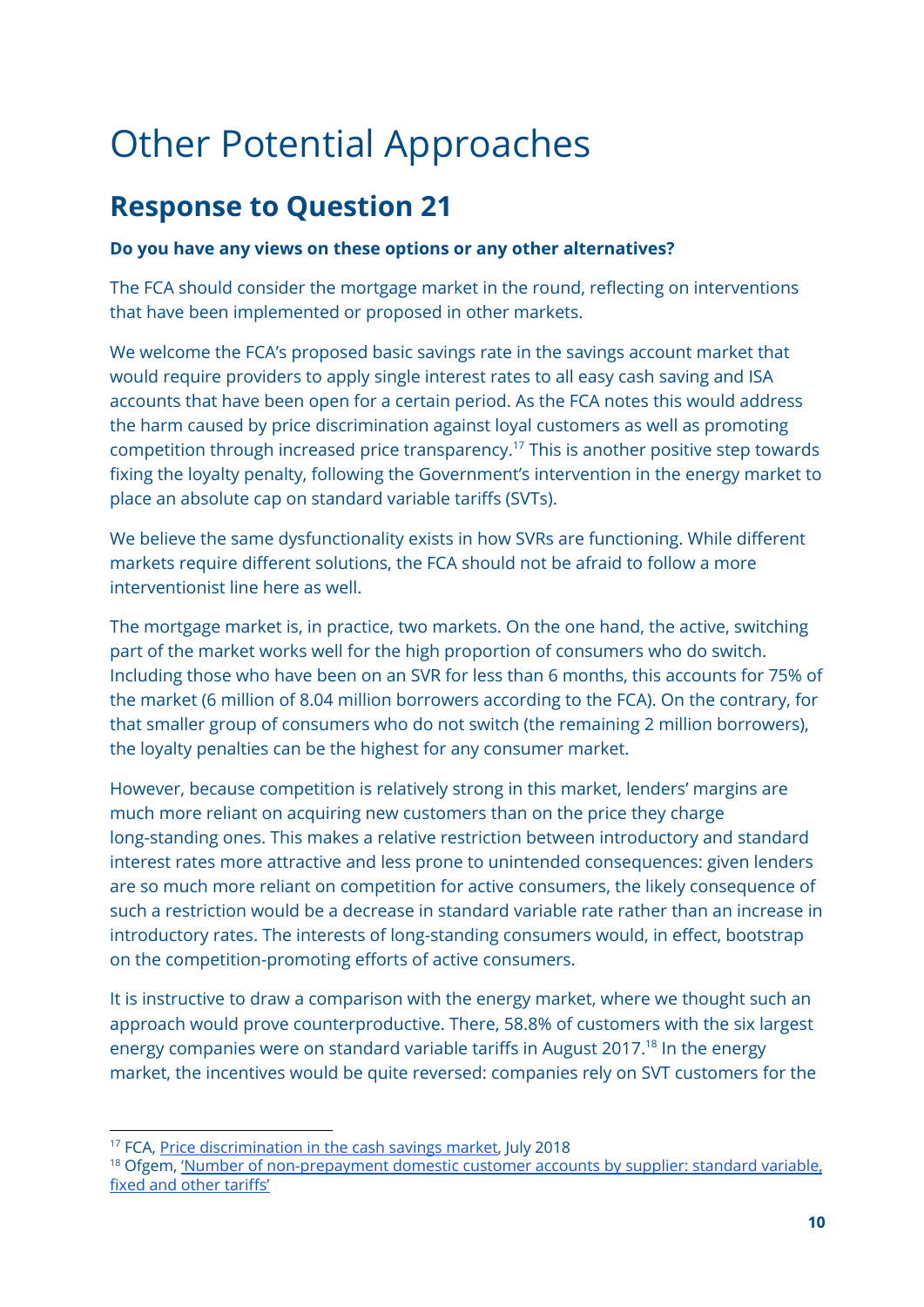# Other Potential Approaches

## Response to Question 21

**Do you have any views on these options or any other alternatives?**

The FCA should consider the mortgage market in the round, reflecting on interventions that have been implemented or proposed in other markets.

We welcome the FCA's proposed basic savings rate in the savings account market that would require providers to apply single interest rates to all easy cash saving and ISA accounts that have been open for a certain period. As the FCA notes this would address the harm caused by price discrimination against loyal customers as well as promoting competition through increased price transparency.[17] This is another positive step towards fixing the loyalty penalty, following the Government's intervention in the energy market to place an absolute cap on standard variable tariffs (SVTs).

We believe the same dysfunctionality exists in how SVRs are functioning. While different markets require different solutions, the FCA should not be afraid to follow a more interventionist line here as well.

The mortgage market is, in practice, two markets. On the one hand, the active, switching part of the market works well for the high proportion of consumers who do switch. Including those who have been on an SVR for less than 6 months, this accounts for 75% of the market (6 million of 8.04 million borrowers according to the FCA). On the contrary, for that smaller group of consumers who do not switch (the remaining 2 million borrowers), the loyalty penalties can be the highest for any consumer market.

However, because competition is relatively strong in this market, lenders' margins are much more reliant on acquiring new customers than on the price they charge long-standing ones. This makes a relative restriction between introductory and standard interest rates more attractive and less prone to unintended consequences: given lenders are so much more reliant on competition for active consumers, the likely consequence of such a restriction would be a decrease in standard variable rate rather than an increase in introductory rates. The interests of long-standing consumers would, in effect, bootstrap on the competition-promoting efforts of active consumers.

It is instructive to draw a comparison with the energy market, where we thought such an approach would prove counterproductive. There, 58.8% of customers with the six largest energy companies were on standard variable tariffs in August 2017.[18] In the energy market, the incentives would be quite reversed: companies rely on SVT customers for the

---

[17] FCA, Price discrimination in the cash savings market, July 2018

[18] Ofgem, 'Number of non-prepayment domestic customer accounts by supplier: standard variable, fixed and other tariffs'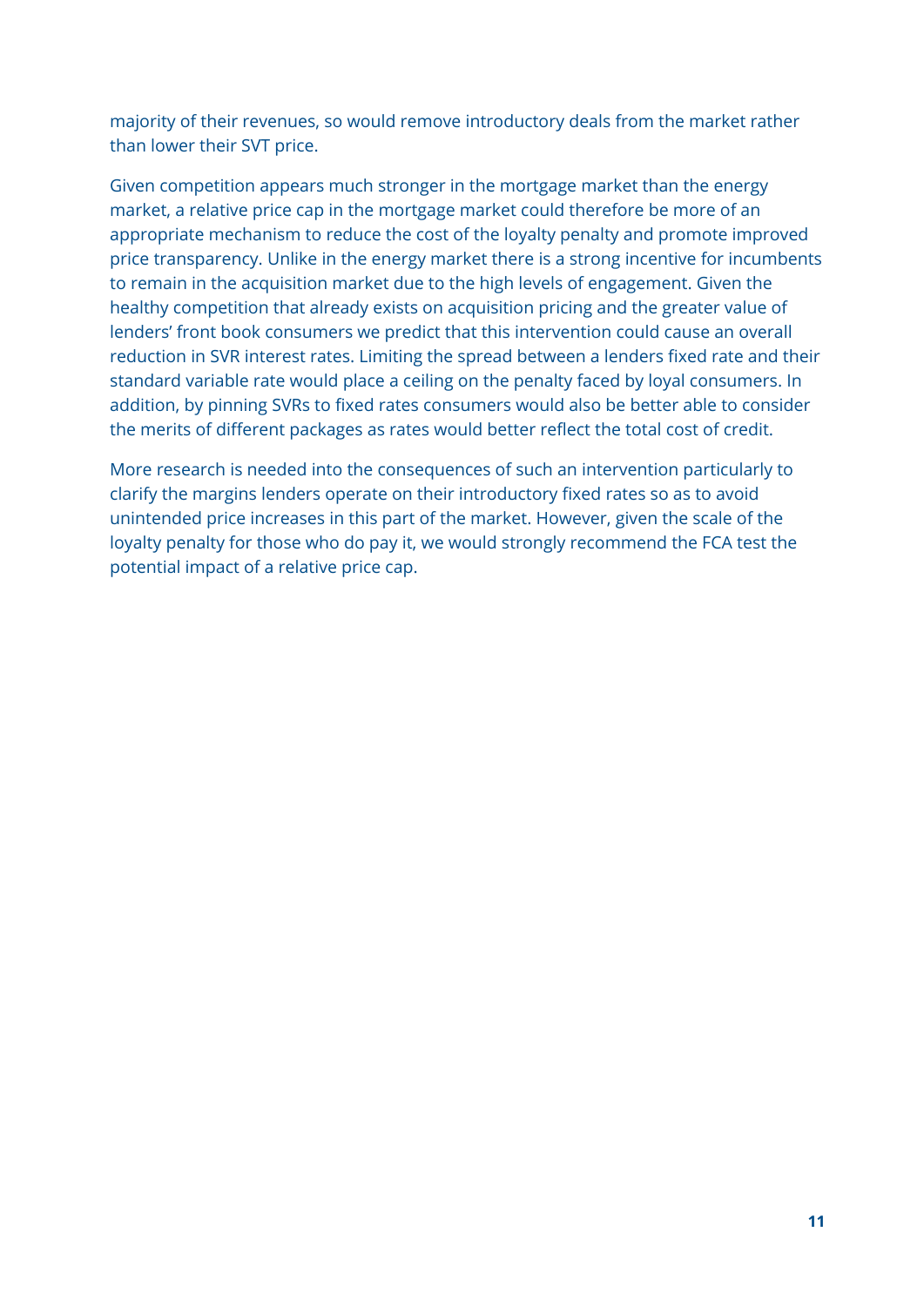majority of their revenues, so would remove introductory deals from the market rather than lower their SVT price.

Given competition appears much stronger in the mortgage market than the energy market, a relative price cap in the mortgage market could therefore be more of an appropriate mechanism to reduce the cost of the loyalty penalty and promote improved price transparency. Unlike in the energy market there is a strong incentive for incumbents to remain in the acquisition market due to the high levels of engagement. Given the healthy competition that already exists on acquisition pricing and the greater value of lenders' front book consumers we predict that this intervention could cause an overall reduction in SVR interest rates. Limiting the spread between a lenders fixed rate and their standard variable rate would place a ceiling on the penalty faced by loyal consumers. In addition, by pinning SVRs to fixed rates consumers would also be better able to consider the merits of different packages as rates would better reflect the total cost of credit.

More research is needed into the consequences of such an intervention particularly to clarify the margins lenders operate on their introductory fixed rates so as to avoid unintended price increases in this part of the market. However, given the scale of the loyalty penalty for those who do pay it, we would strongly recommend the FCA test the potential impact of a relative price cap.